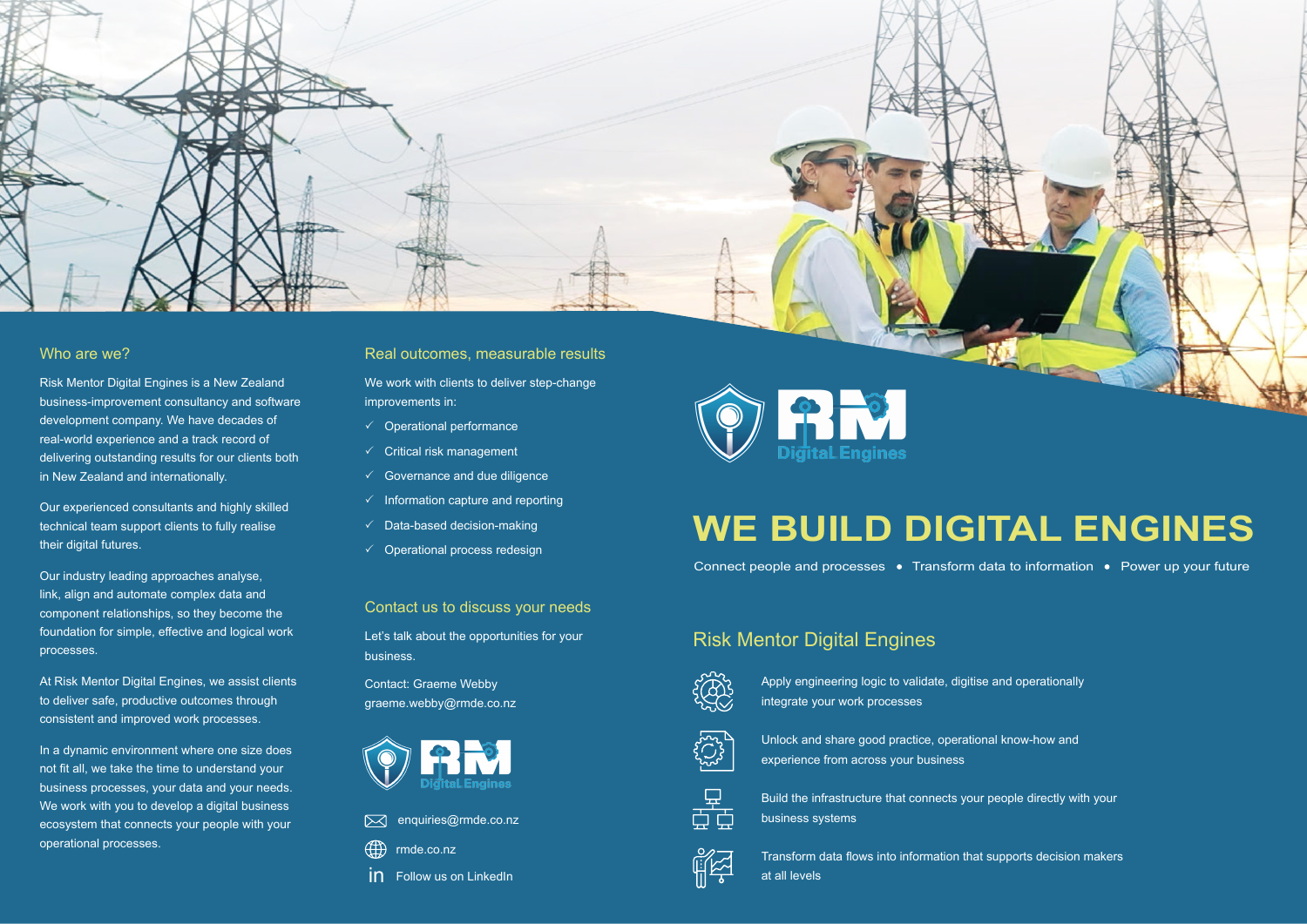## Who are we?

Risk Mentor Digital Engines is a New Zealand business-improvement consultancy and software development company. We have decades of real-world experience and a track record of delivering outstanding results for our clients both in New Zealand and internationally.

Our experienced consultants and highly skilled technical team support clients to fully realise their digital futures.

Our industry leading approaches analyse, link, align and automate complex data and component relationships, so they become the foundation for simple, effective and logical work processes.

At Risk Mentor Digital Engines, we assist clients to deliver safe, productive outcomes through consistent and improved work processes.

In a dynamic environment where one size does not fit all, we take the time to understand your business processes, your data and your needs. We work with you to develop a digital business ecosystem that connects your people with your operational processes.

## Real outcomes, measurable results

We work with clients to deliver step-change improvements in:

- ✓ Operational performance
- ✓ Critical risk management
- ✓ Governance and due diligence
- ✓ Information capture and reporting
- ✓ Data-based decision-making
- ✓ Operational process redesign

## Contact us to discuss your needs

Let's talk about the opportunities for your business.

Contact: Graeme Webby
graeme.webby@rmde.co.nz

RM Digital Engines

enquiries@rmde.co.nz

rmde.co.nz

Follow us on LinkedIn

RM Digital Engines

# WE BUILD DIGITAL ENGINES

Connect people and processes • Transform data to information • Power up your future

## Risk Mentor Digital Engines

Apply engineering logic to validate, digitise and operationally integrate your work processes

Unlock and share good practice, operational know-how and experience from across your business

Build the infrastructure that connects your people directly with your business systems

Transform data flows into information that supports decision makers at all levels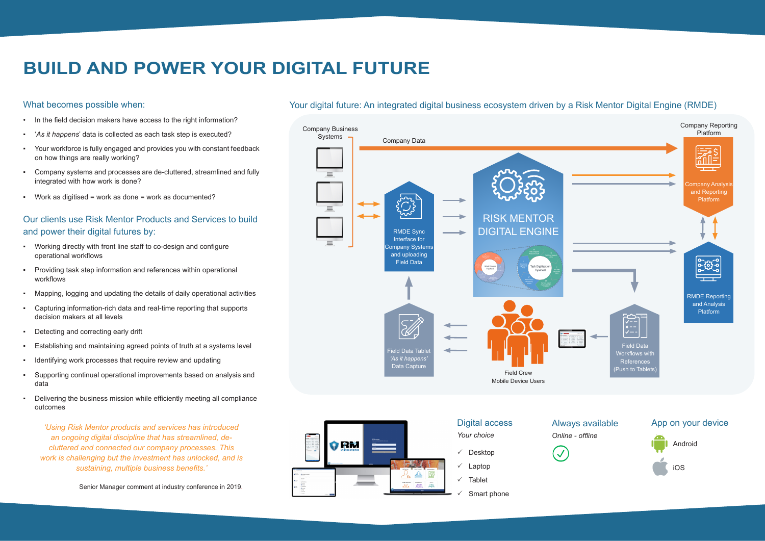# BUILD AND POWER YOUR DIGITAL FUTURE

## What becomes possible when:

- In the field decision makers have access to the right information?
- '*As it happens*' data is collected as each task step is executed?
- Your workforce is fully engaged and provides you with constant feedback on how things are really working?
- Company systems and processes are de-cluttered, streamlined and fully integrated with how work is done?
- Work as digitised = work as done = work as documented?

## Our clients use Risk Mentor Products and Services to build and power their digital futures by:

- Working directly with front line staff to co-design and configure operational workflows
- Providing task step information and references within operational workflows
- Mapping, logging and updating the details of daily operational activities
- Capturing information-rich data and real-time reporting that supports decision makers at all levels
- Detecting and correcting early drift
- Establishing and maintaining agreed points of truth at a systems level
- Identifying work processes that require review and updating
- Supporting continual operational improvements based on analysis and data
- Delivering the business mission while efficiently meeting all compliance outcomes

*'Using Risk Mentor products and services has introduced an ongoing digital discipline that has streamlined, de-cluttered and connected our company processes. This work is challenging but the investment has unlocked, and is sustaining, multiple business benefits.'*

Senior Manager comment at industry conference in 2019.

## Your digital future: An integrated digital business ecosystem driven by a Risk Mentor Digital Engine (RMDE)

Company Business Systems

Company Data

Company Reporting Platform

Company Analysis and Reporting Platform

RMDE Sync Interface for Company Systems and uploading Field Data

RISK MENTOR DIGITAL ENGINE

Work Process Flywheel

Task Digitisation Flywheel

RMDE Reporting and Analysis Platform

Field Data Tablet *'As it happens'* Data Capture

Field Crew Mobile Device Users

Field Data Workflows with References (Push to Tablets)

### Digital access

*Your choice*

- ✓ Desktop
- ✓ Laptop
- ✓ Tablet
- ✓ Smart phone

### Always available

*Online - offline*

### App on your device

- Android
- iOS